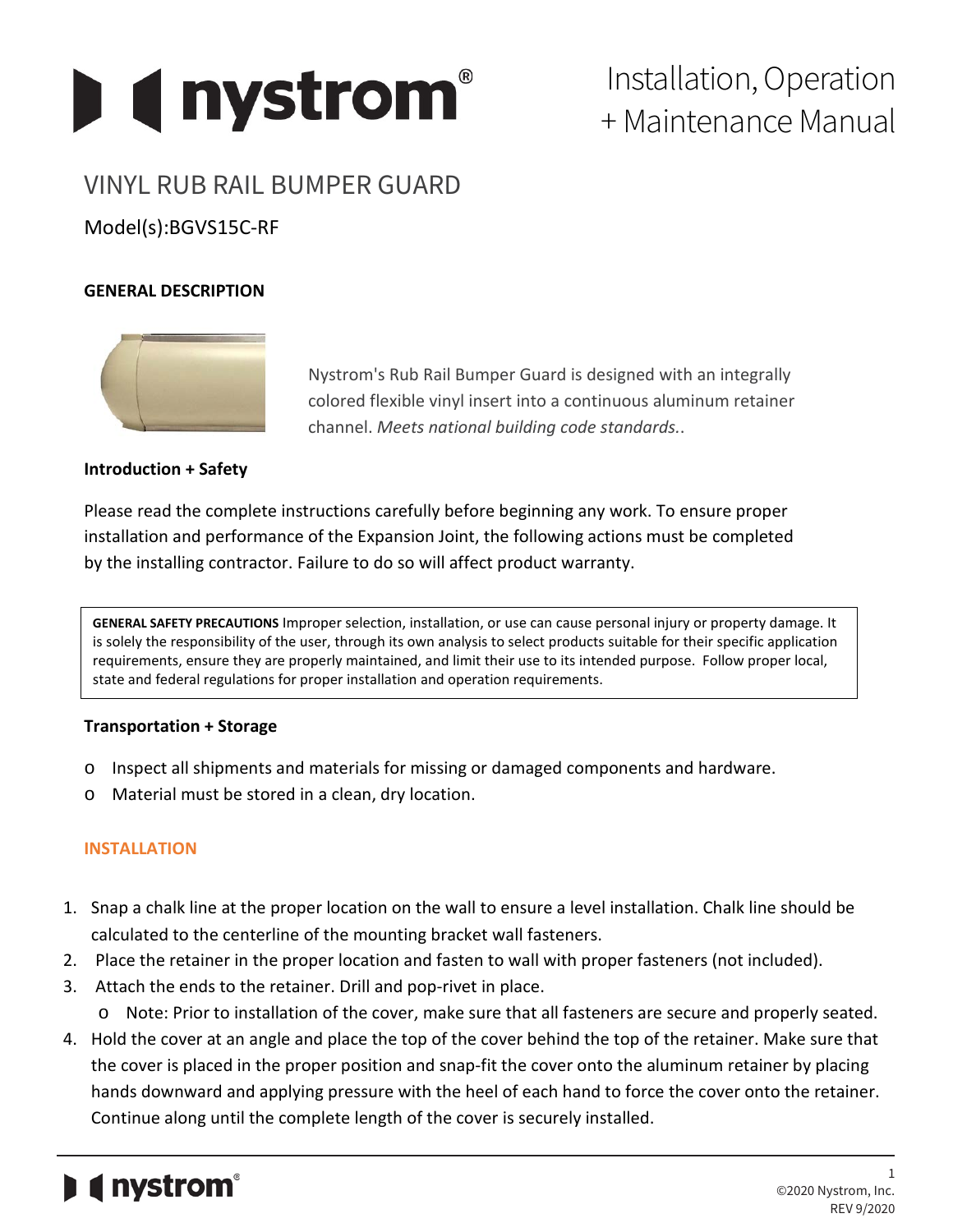# Installation, Operation + Maintenance Manual

## VINYL RUB RAIL BUMPER GUARD

Model(s):BGVS15C-RF

### GENERAL DESCRIPTION

Nystrom's Rub Rail Bumper Guard is designed with an integrally colored flexible vinyl insert into a continuous aluminum retainer channel. *Meets national building code standards.*.

### Introduction + Safety

Please read the complete instructions carefully before beginning any work. To ensure proper installation and performance of the Expansion Joint, the following actions must be completed by the installing contractor. Failure to do so will affect product warranty.

> **GENERAL SAFETY PRECAUTIONS** Improper selection, installation, or use can cause personal injury or property damage. It is solely the responsibility of the user, through its own analysis to select products suitable for their specific application requirements, ensure they are properly maintained, and limit their use to its intended purpose. Follow proper local, state and federal regulations for proper installation and operation requirements.

### Transportation + Storage

- Inspect all shipments and materials for missing or damaged components and hardware.
- Material must be stored in a clean, dry location.

### INSTALLATION

1. Snap a chalk line at the proper location on the wall to ensure a level installation. Chalk line should be calculated to the centerline of the mounting bracket wall fasteners.
2. Place the retainer in the proper location and fasten to wall with proper fasteners (not included).
3. Attach the ends to the retainer. Drill and pop-rivet in place.
   - Note: Prior to installation of the cover, make sure that all fasteners are secure and properly seated.
4. Hold the cover at an angle and place the top of the cover behind the top of the retainer. Make sure that the cover is placed in the proper position and snap-fit the cover onto the aluminum retainer by placing hands downward and applying pressure with the heel of each hand to force the cover onto the retainer. Continue along until the complete length of the cover is securely installed.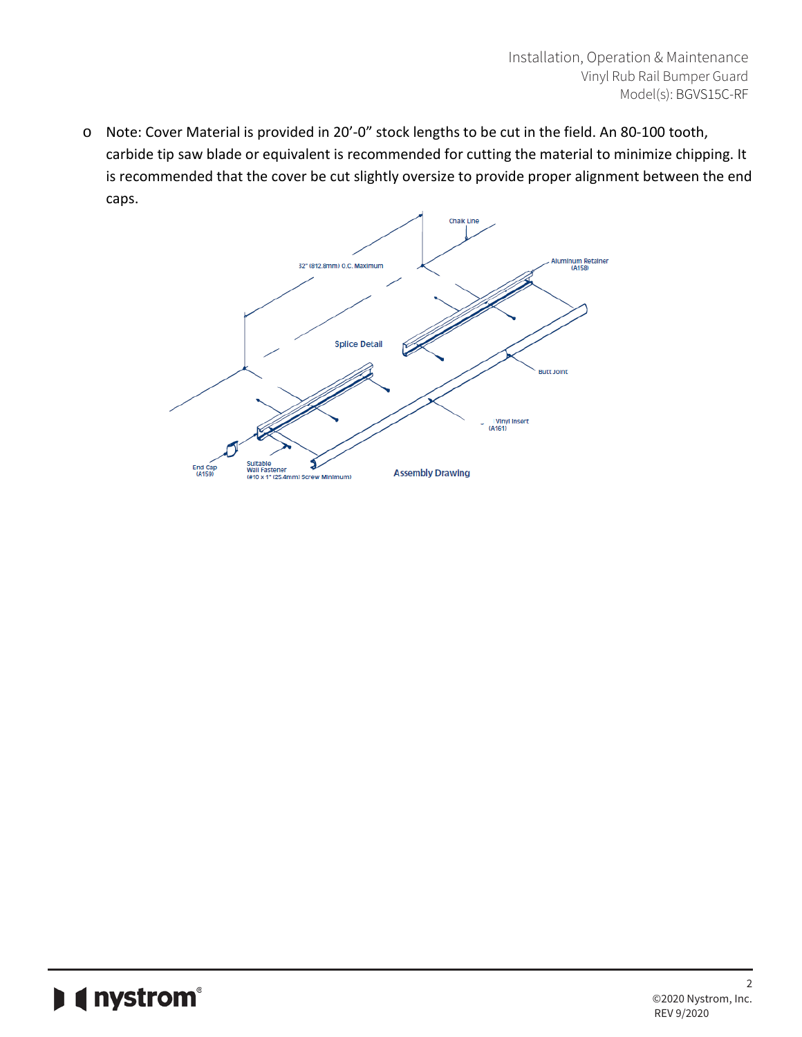- Note: Cover Material is provided in 20'-0" stock lengths to be cut in the field. An 80-100 tooth, carbide tip saw blade or equivalent is recommended for cutting the material to minimize chipping. It is recommended that the cover be cut slightly oversize to provide proper alignment between the end caps.

Chalk Line

32" (812.8mm) O.C. Maximum

Aluminum Retainer (A158)

Splice Detail

Butt Joint

Vinyl Insert (A161)

End Cap (A159)

Suitable Wall Fastener (#10 x 1" (25.4mm) Screw Minimum)

Assembly Drawing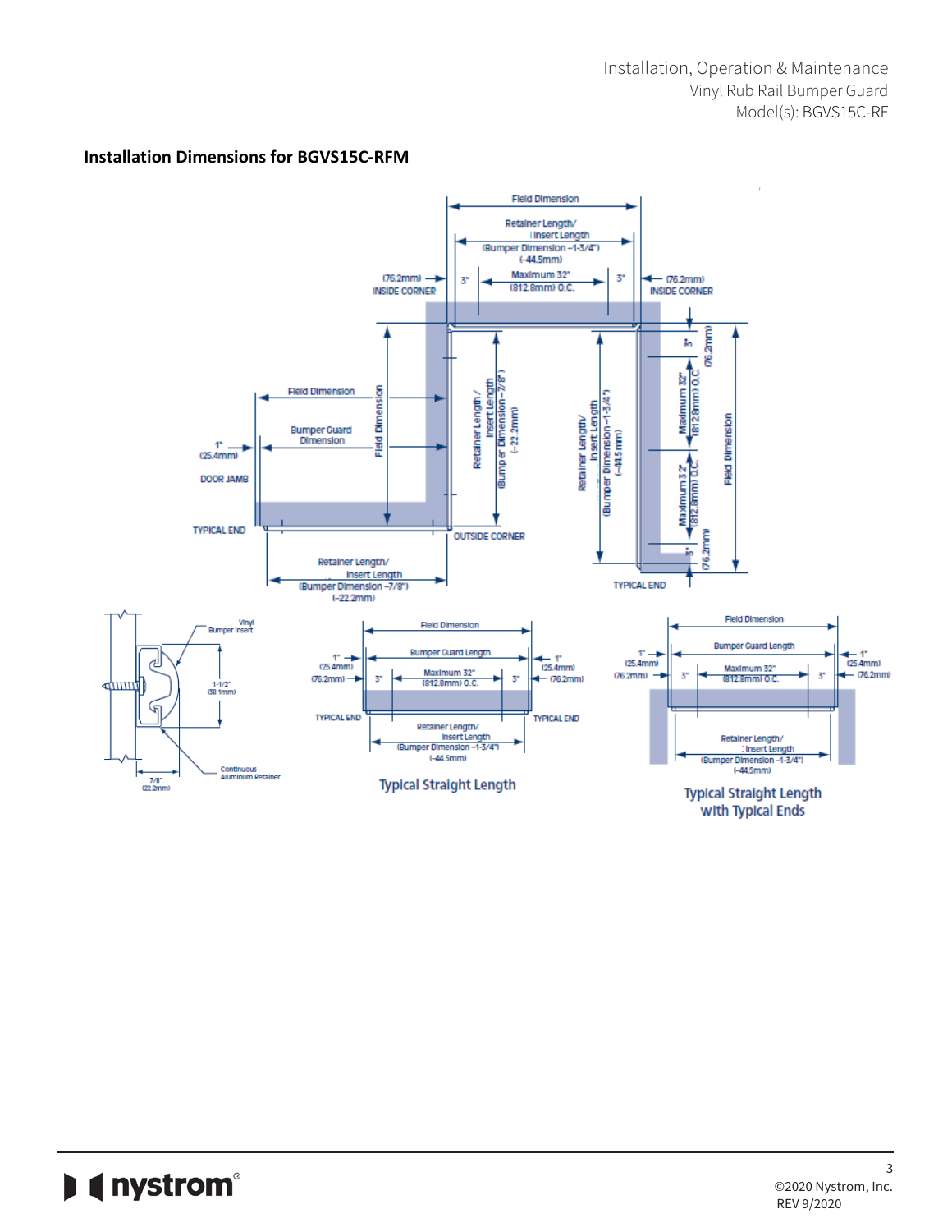## Installation Dimensions for BGVS15C-RFM

Field Dimension

Retainer Length/ Insert Length (Bumper Dimension –1-3/4") (–44.5mm)

(76.2mm) INSIDE CORNER

3" Maximum 32" (812.8mm) O.C. 3"

(76.2mm) INSIDE CORNER

Field Dimension

Bumper Guard Dimension

1" (25.4mm)

DOOR JAMB

Field Dimension

Retainer Length / Insert Length (Bumper Dimension –7/8") (–22.2mm)

Retainer Length/ Insert Length (Bumper Dimension –1-3/4") (–44.5mm)

3" (76.2mm)

Maximum 32" (812.8mm) O.C.

Maximum 32" (812.8mm) O.C.

3" (76.2mm)

Field Dimension

TYPICAL END

OUTSIDE CORNER

Retainer Length/ Insert Length (Bumper Dimension –7/8") (–22.2mm)

TYPICAL END

Vinyl Bumper Insert

1-1/2" (38.1mm)

Continuous Aluminum Retainer

7/8" (22.2mm)

Field Dimension

Bumper Guard Length

1" (25.4mm)

(76.2mm)

3" Maximum 32" (812.8mm) O.C. 3"

1" (25.4mm)

(76.2mm)

TYPICAL END

TYPICAL END

Retainer Length/ Insert Length (Bumper Dimension –1-3/4") (–44.5mm)

**Typical Straight Length**

Field Dimension

Bumper Guard Length

1" (25.4mm)

(76.2mm)

3" Maximum 32" (812.8mm) O.C. 3"

1" (25.4mm)

(76.2mm)

Retainer Length/ Insert Length (Bumper Dimension –1-3/4") (–44.5mm)

**Typical Straight Length with Typical Ends**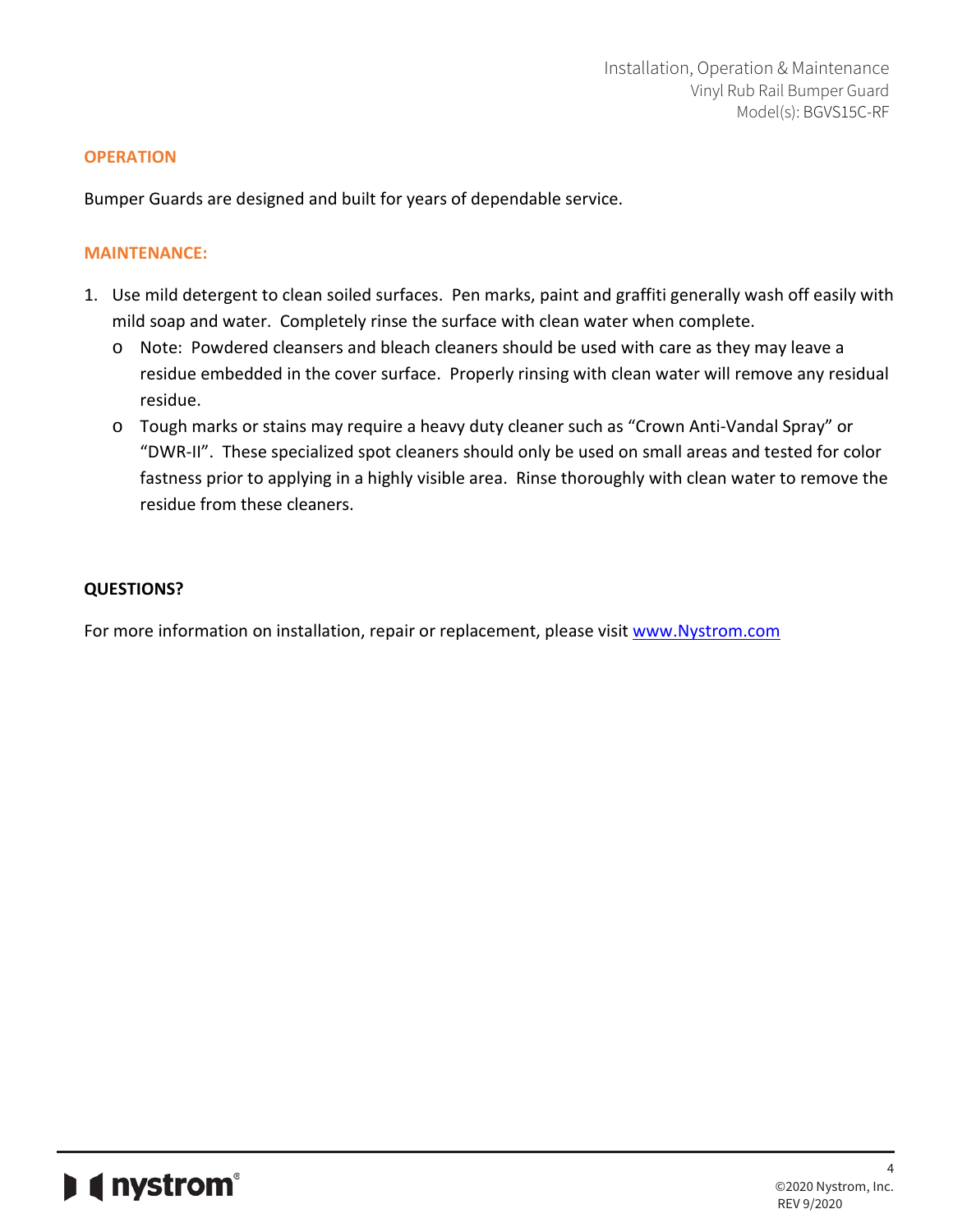## OPERATION

Bumper Guards are designed and built for years of dependable service.

## MAINTENANCE:

1. Use mild detergent to clean soiled surfaces. Pen marks, paint and graffiti generally wash off easily with mild soap and water. Completely rinse the surface with clean water when complete.
   - Note: Powdered cleansers and bleach cleaners should be used with care as they may leave a residue embedded in the cover surface. Properly rinsing with clean water will remove any residual residue.
   - Tough marks or stains may require a heavy duty cleaner such as "Crown Anti-Vandal Spray" or "DWR-II". These specialized spot cleaners should only be used on small areas and tested for color fastness prior to applying in a highly visible area. Rinse thoroughly with clean water to remove the residue from these cleaners.

**QUESTIONS?**

For more information on installation, repair or replacement, please visit [www.Nystrom.com](http://www.Nystrom.com)